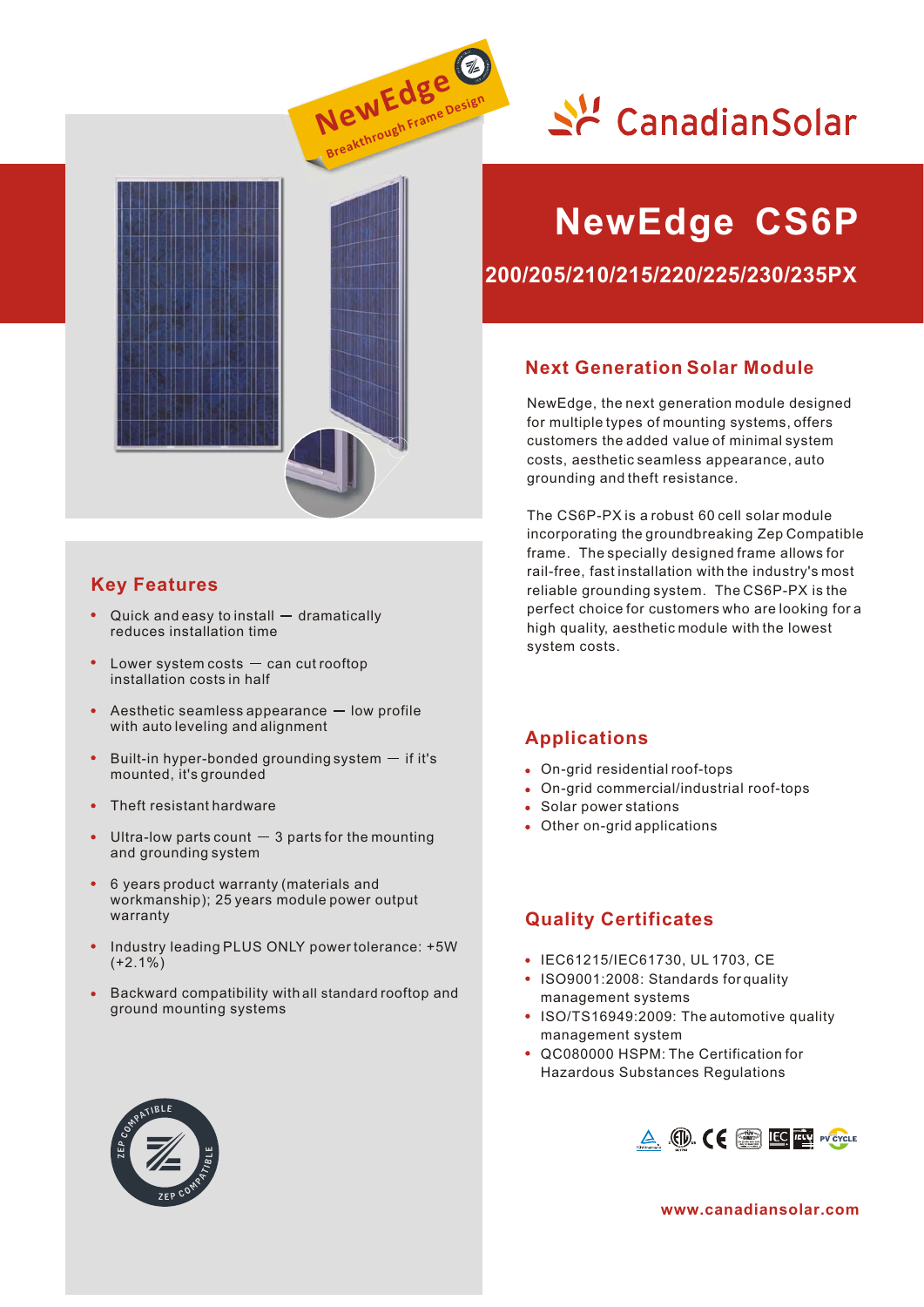# NewEdge CS6P

## 200/205/210/215/220/225/230/235PX

## Next Generation Solar Module

NewEdge, the next generation module designed for multiple types of mounting systems, offers customers the added value of minimal system costs, aesthetic seamless appearance, auto grounding and theft resistance.

The CS6P-PX is a robust 60 cell solar module incorporating the groundbreaking Zep Compatible frame. The specially designed frame allows for rail-free, fast installation with the industry's most reliable grounding system. The CS6P-PX is the perfect choice for customers who are looking for a high quality, aesthetic module with the lowest system costs.

## Key Features

- Quick and easy to install — dramatically reduces installation time
- Lower system costs — can cut rooftop installation costs in half
- Aesthetic seamless appearance — low profile with auto leveling and alignment
- Built-in hyper-bonded grounding system — if it's mounted, it's grounded
- Theft resistant hardware
- Ultra-low parts count — 3 parts for the mounting and grounding system
- 6 years product warranty (materials and workmanship); 25 years module power output warranty
- Industry leading PLUS ONLY power tolerance: +5W (+2.1%)
- Backward compatibility with all standard rooftop and ground mounting systems

## Applications

- On-grid residential roof-tops
- On-grid commercial/industrial roof-tops
- Solar power stations
- Other on-grid applications

## Quality Certificates

- IEC61215/IEC61730, UL 1703, CE
- ISO9001:2008: Standards for quality management systems
- ISO/TS16949:2009: The automotive quality management system
- QC080000 HSPM: The Certification for Hazardous Substances Regulations

www.canadiansolar.com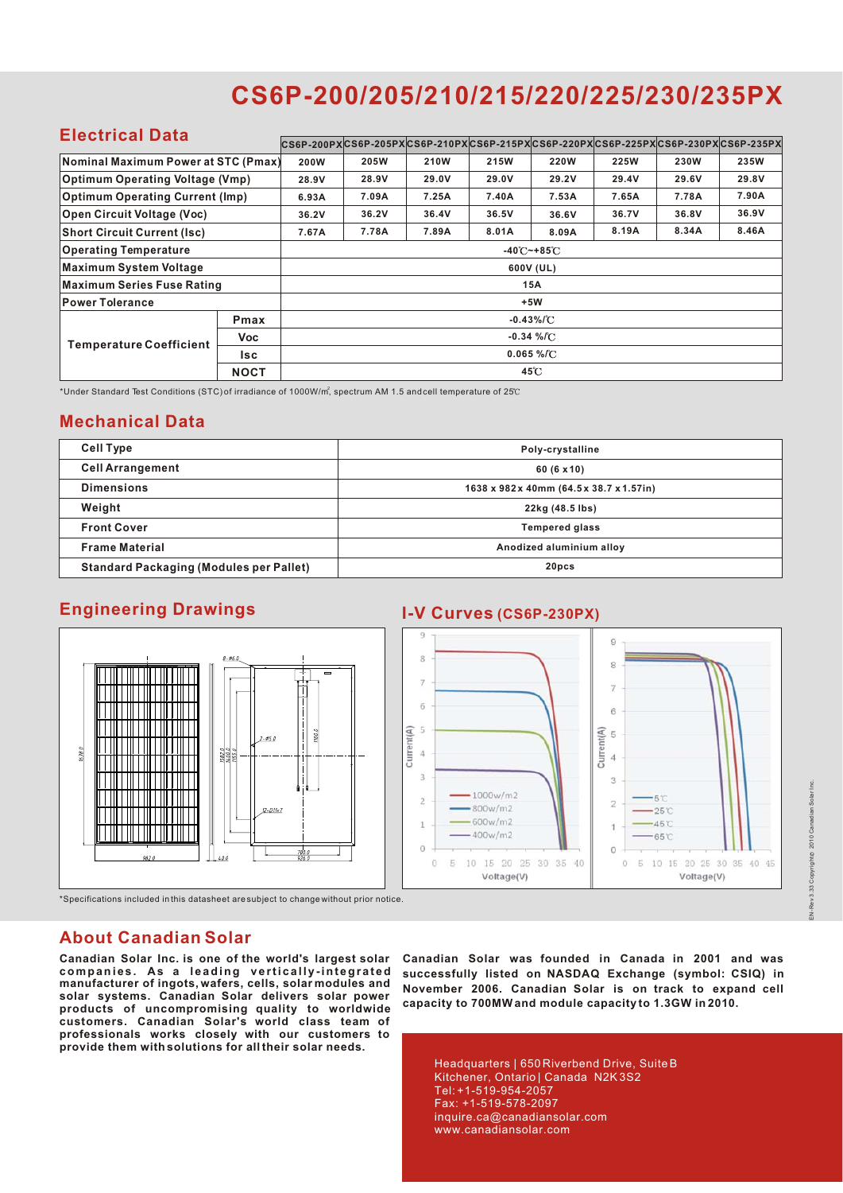# CS6P-200/205/210/215/220/225/230/235PX

## Electrical Data

| | | CS6P-200PX | CS6P-205PX | CS6P-210PX | CS6P-215PX | CS6P-220PX | CS6P-225PX | CS6P-230PX | CS6P-235PX |
|---|---|---|---|---|---|---|---|---|---|
| Nominal Maximum Power at STC (Pmax) | | 200W | 205W | 210W | 215W | 220W | 225W | 230W | 235W |
| Optimum Operating Voltage (Vmp) | | 28.9V | 28.9V | 29.0V | 29.0V | 29.2V | 29.4V | 29.6V | 29.8V |
| Optimum Operating Current (Imp) | | 6.93A | 7.09A | 7.25A | 7.40A | 7.53A | 7.65A | 7.78A | 7.90A |
| Open Circuit Voltage (Voc) | | 36.2V | 36.2V | 36.4V | 36.5V | 36.6V | 36.7V | 36.8V | 36.9V |
| Short Circuit Current (Isc) | | 7.67A | 7.78A | 7.89A | 8.01A | 8.09A | 8.19A | 8.34A | 8.46A |
| Operating Temperature | | -40℃~+85℃ | | | | | | | |
| Maximum System Voltage | | 600V (UL) | | | | | | | |
| Maximum Series Fuse Rating | | 15A | | | | | | | |
| Power Tolerance | | +5W | | | | | | | |
| Temperature Coefficient | Pmax | -0.43%/℃ | | | | | | | |
| | Voc | -0.34 %/℃ | | | | | | | |
| | Isc | 0.065 %/℃ | | | | | | | |
| | NOCT | 45℃ | | | | | | | |

*Under Standard Test Conditions (STC) of irradiance of 1000W/m², spectrum AM 1.5 and cell temperature of 25℃

## Mechanical Data

| | |
|---|---|
| Cell Type | Poly-crystalline |
| Cell Arrangement | 60 (6 x 10) |
| Dimensions | 1638 x 982 x 40mm (64.5 x 38.7 x 1.57in) |
| Weight | 22kg (48.5 lbs) |
| Front Cover | Tempered glass |
| Frame Material | Anodized aluminium alloy |
| Standard Packaging (Modules per Pallet) | 20pcs |

## Engineering Drawings

982.0
40.0
1638.0
8-Φ6.0
2-Φ5.0
12-Ø11x7
1582.0
1600.0
1155.0
1100.0
700.0
926.0

## I-V Curves (CS6P-230PX)

Current(A)
Voltage(V)
1000w/m2
800w/m2
600w/m2
400w/m2
0 5 10 15 20 25 30 35 40
0 1 2 3 4 5 6 7 8 9

Current(A)
Voltage(V)
5℃
25℃
45℃
65℃
0 5 10 15 20 25 30 35 40 45
0 1 2 3 4 5 6 7 8 9

*Specifications included in this datasheet are subject to change without prior notice.

## About Canadian Solar

**Canadian Solar Inc. is one of the world's largest solar companies. As a leading vertically-integrated manufacturer of ingots, wafers, cells, solar modules and solar systems. Canadian Solar delivers solar power products of uncompromising quality to worldwide customers. Canadian Solar's world class team of professionals works closely with our customers to provide them with solutions for all their solar needs.**

**Canadian Solar was founded in Canada in 2001 and was successfully listed on NASDAQ Exchange (symbol: CSIQ) in November 2006. Canadian Solar is on track to expand cell capacity to 700MW and module capacity to 1.3GW in 2010.**

Headquarters | 650 Riverbend Drive, Suite B
Kitchener, Ontario | Canada N2K 3S2
Tel: +1-519-954-2057
Fax: +1-519-578-2097
inquire.ca@canadiansolar.com
www.canadiansolar.com

EN-Rev 3.33 Copyright© 2010 Canadian Solar Inc.